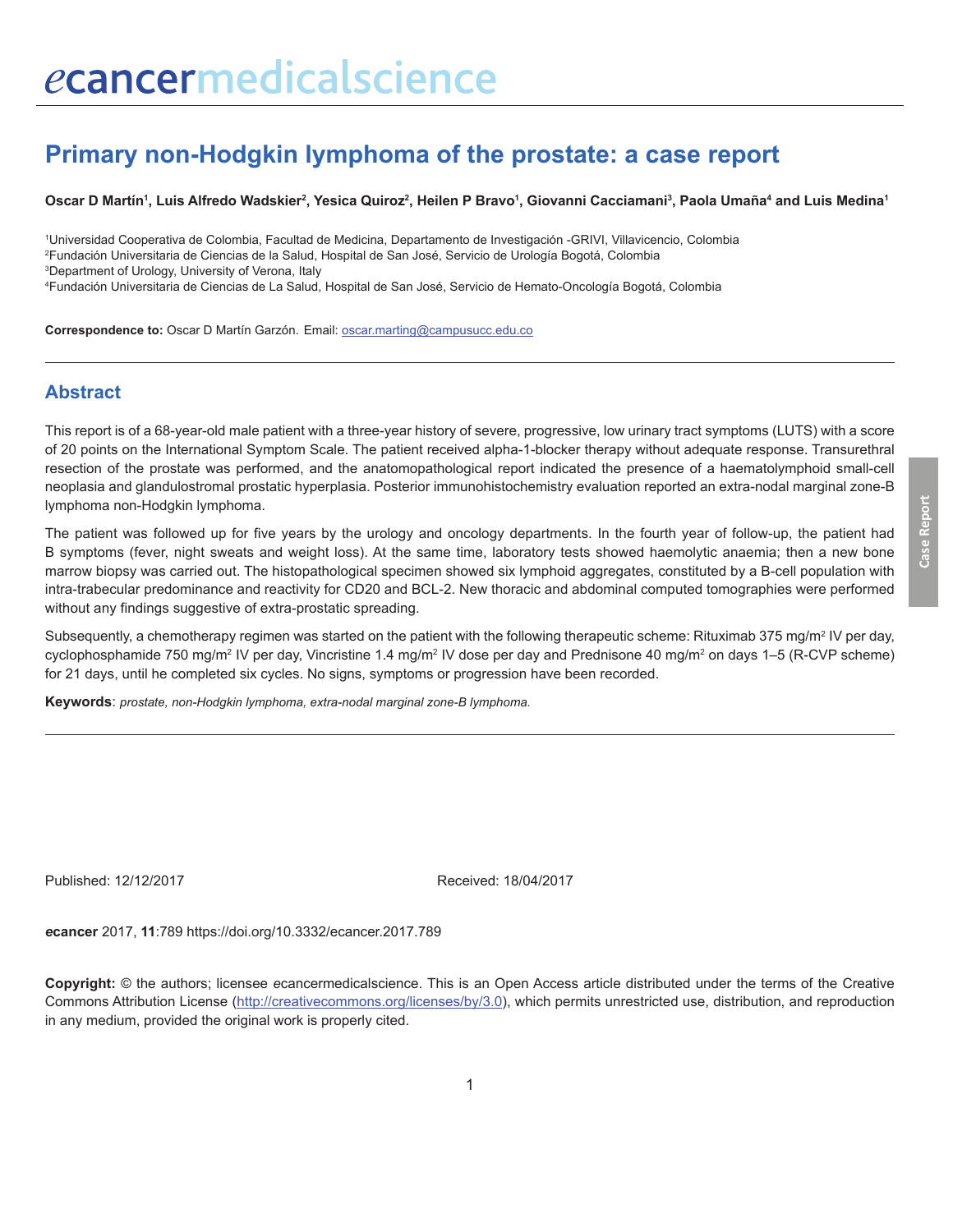# Primary non-Hodgkin lymphoma of the prostate: a case report

**Oscar D Martín[1], Luis Alfredo Wadskier[2], Yesica Quiroz[2], Heilen P Bravo[1], Giovanni Cacciamani[3], Paola Umaña[4] and Luis Medina[1]**

[1]Universidad Cooperativa de Colombia, Facultad de Medicina, Departamento de Investigación -GRIVI, Villavicencio, Colombia
[2]Fundación Universitaria de Ciencias de la Salud, Hospital de San José, Servicio de Urología Bogotá, Colombia
[3]Department of Urology, University of Verona, Italy
[4]Fundación Universitaria de Ciencias de La Salud, Hospital de San José, Servicio de Hemato-Oncología Bogotá, Colombia

**Correspondence to:** Oscar D Martín Garzón. Email: oscar.marting@campusucc.edu.co

## Abstract

This report is of a 68-year-old male patient with a three-year history of severe, progressive, low urinary tract symptoms (LUTS) with a score of 20 points on the International Symptom Scale. The patient received alpha-1-blocker therapy without adequate response. Transurethral resection of the prostate was performed, and the anatomopathological report indicated the presence of a haematolymphoid small-cell neoplasia and glandulostromal prostatic hyperplasia. Posterior immunohistochemistry evaluation reported an extra-nodal marginal zone-B lymphoma non-Hodgkin lymphoma.

The patient was followed up for five years by the urology and oncology departments. In the fourth year of follow-up, the patient had B symptoms (fever, night sweats and weight loss). At the same time, laboratory tests showed haemolytic anaemia; then a new bone marrow biopsy was carried out. The histopathological specimen showed six lymphoid aggregates, constituted by a B-cell population with intra-trabecular predominance and reactivity for CD20 and BCL-2. New thoracic and abdominal computed tomographies were performed without any findings suggestive of extra-prostatic spreading.

Subsequently, a chemotherapy regimen was started on the patient with the following therapeutic scheme: Rituximab 375 mg/m$^2$ IV per day, cyclophosphamide 750 mg/m$^2$ IV per day, Vincristine 1.4 mg/m$^2$ IV dose per day and Prednisone 40 mg/m$^2$ on days 1–5 (R-CVP scheme) for 21 days, until he completed six cycles. No signs, symptoms or progression have been recorded.

**Keywords**: *prostate, non-Hodgkin lymphoma, extra-nodal marginal zone-B lymphoma.*

Published: 12/12/2017 Received: 18/04/2017

***e*cancer** 2017, **11**:789 https://doi.org/10.3332/ecancer.2017.789

**Copyright:** © the authors; licensee *e*cancermedicalscience. This is an Open Access article distributed under the terms of the Creative Commons Attribution License (http://creativecommons.org/licenses/by/3.0), which permits unrestricted use, distribution, and reproduction in any medium, provided the original work is properly cited.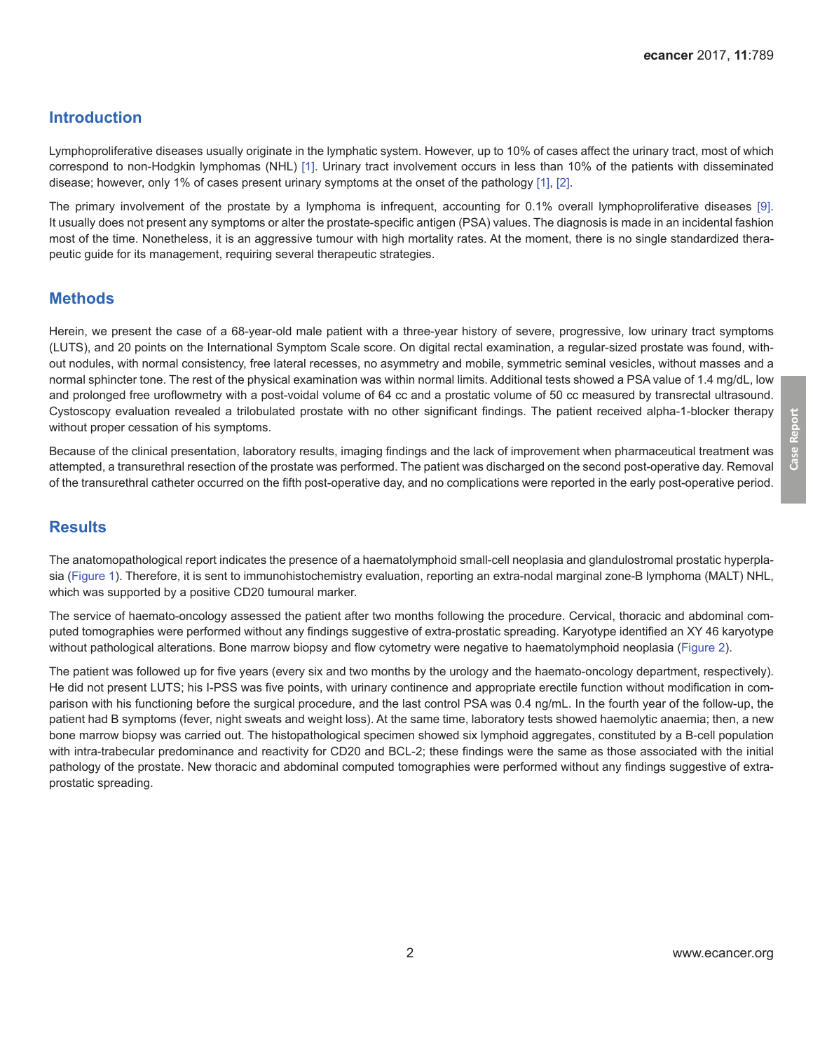## Introduction

Lymphoproliferative diseases usually originate in the lymphatic system. However, up to 10% of cases affect the urinary tract, most of which correspond to non-Hodgkin lymphomas (NHL) [1]. Urinary tract involvement occurs in less than 10% of the patients with disseminated disease; however, only 1% of cases present urinary symptoms at the onset of the pathology [1], [2].

The primary involvement of the prostate by a lymphoma is infrequent, accounting for 0.1% overall lymphoproliferative diseases [9]. It usually does not present any symptoms or alter the prostate-specific antigen (PSA) values. The diagnosis is made in an incidental fashion most of the time. Nonetheless, it is an aggressive tumour with high mortality rates. At the moment, there is no single standardized therapeutic guide for its management, requiring several therapeutic strategies.

## Methods

Herein, we present the case of a 68-year-old male patient with a three-year history of severe, progressive, low urinary tract symptoms (LUTS), and 20 points on the International Symptom Scale score. On digital rectal examination, a regular-sized prostate was found, without nodules, with normal consistency, free lateral recesses, no asymmetry and mobile, symmetric seminal vesicles, without masses and a normal sphincter tone. The rest of the physical examination was within normal limits. Additional tests showed a PSA value of 1.4 mg/dL, low and prolonged free uroflowmetry with a post-voidal volume of 64 cc and a prostatic volume of 50 cc measured by transrectal ultrasound. Cystoscopy evaluation revealed a trilobulated prostate with no other significant findings. The patient received alpha-1-blocker therapy without proper cessation of his symptoms.

Because of the clinical presentation, laboratory results, imaging findings and the lack of improvement when pharmaceutical treatment was attempted, a transurethral resection of the prostate was performed. The patient was discharged on the second post-operative day. Removal of the transurethral catheter occurred on the fifth post-operative day, and no complications were reported in the early post-operative period.

## Results

The anatomopathological report indicates the presence of a haematolymphoid small-cell neoplasia and glandulostromal prostatic hyperplasia (Figure 1). Therefore, it is sent to immunohistochemistry evaluation, reporting an extra-nodal marginal zone-B lymphoma (MALT) NHL, which was supported by a positive CD20 tumoural marker.

The service of haemato-oncology assessed the patient after two months following the procedure. Cervical, thoracic and abdominal computed tomographies were performed without any findings suggestive of extra-prostatic spreading. Karyotype identified an XY 46 karyotype without pathological alterations. Bone marrow biopsy and flow cytometry were negative to haematolymphoid neoplasia (Figure 2).

The patient was followed up for five years (every six and two months by the urology and the haemato-oncology department, respectively). He did not present LUTS; his I-PSS was five points, with urinary continence and appropriate erectile function without modification in comparison with his functioning before the surgical procedure, and the last control PSA was 0.4 ng/mL. In the fourth year of the follow-up, the patient had B symptoms (fever, night sweats and weight loss). At the same time, laboratory tests showed haemolytic anaemia; then, a new bone marrow biopsy was carried out. The histopathological specimen showed six lymphoid aggregates, constituted by a B-cell population with intra-trabecular predominance and reactivity for CD20 and BCL-2; these findings were the same as those associated with the initial pathology of the prostate. New thoracic and abdominal computed tomographies were performed without any findings suggestive of extra-prostatic spreading.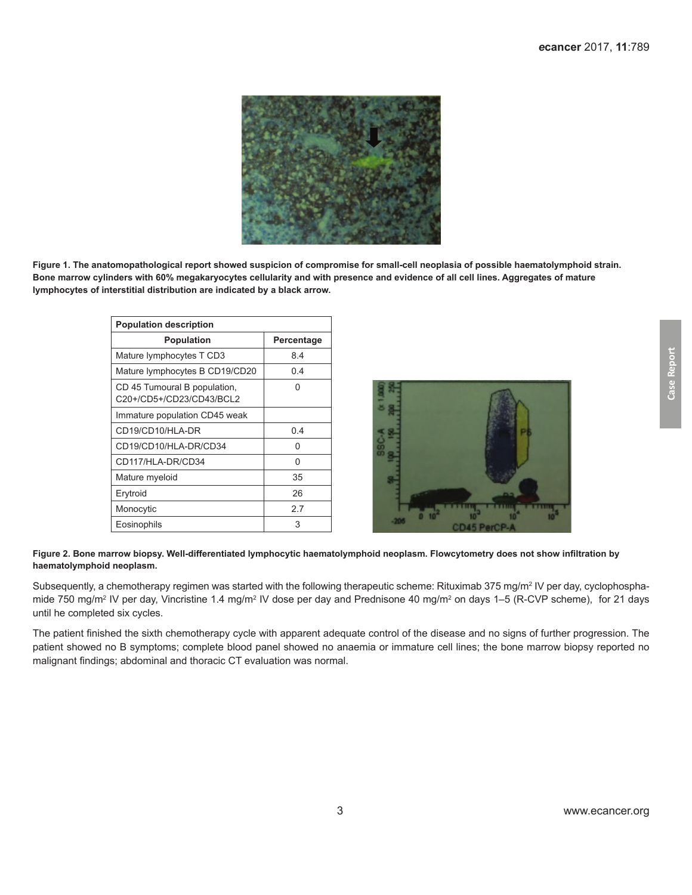Figure 1. The anatomopathological report showed suspicion of compromise for small-cell neoplasia of possible haematolymphoid strain. Bone marrow cylinders with 60% megakaryocytes cellularity and with presence and evidence of all cell lines. Aggregates of mature lymphocytes of interstitial distribution are indicated by a black arrow.

| Population description | |
|---|---|
| **Population** | **Percentage** |
| Mature lymphocytes T CD3 | 8.4 |
| Mature lymphocytes B CD19/CD20 | 0.4 |
| CD 45 Tumoural B population, C20+/CD5+/CD23/CD43/BCL2 | 0 |
| Immature population CD45 weak | |
| CD19/CD10/HLA-DR | 0.4 |
| CD19/CD10/HLA-DR/CD34 | 0 |
| CD117/HLA-DR/CD34 | 0 |
| Mature myeloid | 35 |
| Erytroid | 26 |
| Monocytic | 2.7 |
| Eosinophils | 3 |

**Figure 2. Bone marrow biopsy. Well-differentiated lymphocytic haematolymphoid neoplasm. Flowcytometry does not show infiltration by haematolymphoid neoplasm.**

Subsequently, a chemotherapy regimen was started with the following therapeutic scheme: Rituximab 375 mg/m$^2$ IV per day, cyclophosphamide 750 mg/m$^2$ IV per day, Vincristine 1.4 mg/m$^2$ IV dose per day and Prednisone 40 mg/m$^2$ on days 1–5 (R-CVP scheme), for 21 days until he completed six cycles.

The patient finished the sixth chemotherapy cycle with apparent adequate control of the disease and no signs of further progression. The patient showed no B symptoms; complete blood panel showed no anaemia or immature cell lines; the bone marrow biopsy reported no malignant findings; abdominal and thoracic CT evaluation was normal.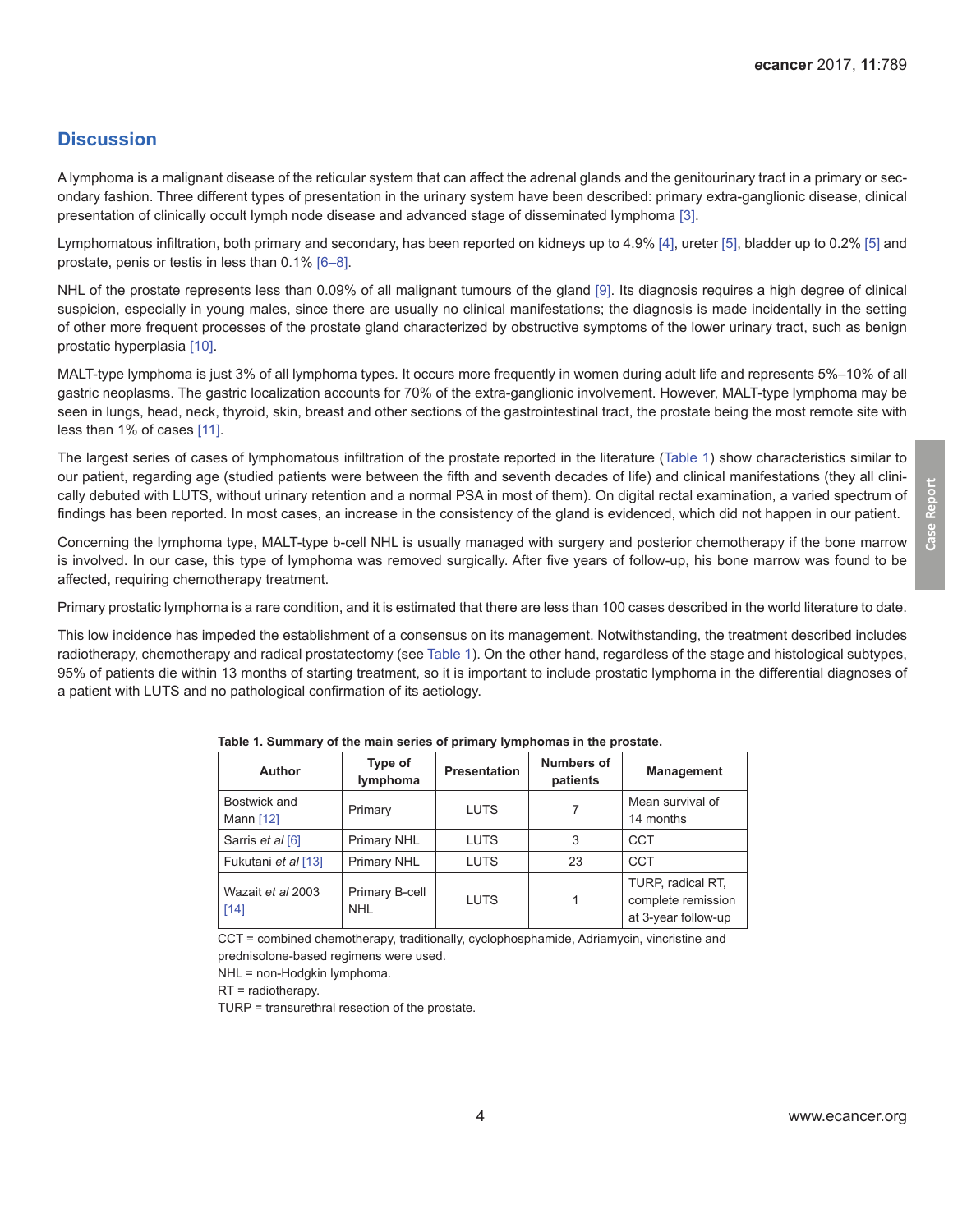## Discussion

A lymphoma is a malignant disease of the reticular system that can affect the adrenal glands and the genitourinary tract in a primary or secondary fashion. Three different types of presentation in the urinary system have been described: primary extra-ganglionic disease, clinical presentation of clinically occult lymph node disease and advanced stage of disseminated lymphoma [3].

Lymphomatous infiltration, both primary and secondary, has been reported on kidneys up to 4.9% [4], ureter [5], bladder up to 0.2% [5] and prostate, penis or testis in less than 0.1% [6–8].

NHL of the prostate represents less than 0.09% of all malignant tumours of the gland [9]. Its diagnosis requires a high degree of clinical suspicion, especially in young males, since there are usually no clinical manifestations; the diagnosis is made incidentally in the setting of other more frequent processes of the prostate gland characterized by obstructive symptoms of the lower urinary tract, such as benign prostatic hyperplasia [10].

MALT-type lymphoma is just 3% of all lymphoma types. It occurs more frequently in women during adult life and represents 5%–10% of all gastric neoplasms. The gastric localization accounts for 70% of the extra-ganglionic involvement. However, MALT-type lymphoma may be seen in lungs, head, neck, thyroid, skin, breast and other sections of the gastrointestinal tract, the prostate being the most remote site with less than 1% of cases [11].

The largest series of cases of lymphomatous infiltration of the prostate reported in the literature (Table 1) show characteristics similar to our patient, regarding age (studied patients were between the fifth and seventh decades of life) and clinical manifestations (they all clinically debuted with LUTS, without urinary retention and a normal PSA in most of them). On digital rectal examination, a varied spectrum of findings has been reported. In most cases, an increase in the consistency of the gland is evidenced, which did not happen in our patient.

Concerning the lymphoma type, MALT-type b-cell NHL is usually managed with surgery and posterior chemotherapy if the bone marrow is involved. In our case, this type of lymphoma was removed surgically. After five years of follow-up, his bone marrow was found to be affected, requiring chemotherapy treatment.

Primary prostatic lymphoma is a rare condition, and it is estimated that there are less than 100 cases described in the world literature to date.

This low incidence has impeded the establishment of a consensus on its management. Notwithstanding, the treatment described includes radiotherapy, chemotherapy and radical prostatectomy (see Table 1). On the other hand, regardless of the stage and histological subtypes, 95% of patients die within 13 months of starting treatment, so it is important to include prostatic lymphoma in the differential diagnoses of a patient with LUTS and no pathological confirmation of its aetiology.

**Table 1. Summary of the main series of primary lymphomas in the prostate.**

| Author | Type of lymphoma | Presentation | Numbers of patients | Management |
|---|---|---|---|---|
| Bostwick and Mann [12] | Primary | LUTS | 7 | Mean survival of 14 months |
| Sarris *et al* [6] | Primary NHL | LUTS | 3 | CCT |
| Fukutani *et al* [13] | Primary NHL | LUTS | 23 | CCT |
| Wazait *et al* 2003 [14] | Primary B-cell NHL | LUTS | 1 | TURP, radical RT, complete remission at 3-year follow-up |

CCT = combined chemotherapy, traditionally, cyclophosphamide, Adriamycin, vincristine and prednisolone-based regimens were used.
NHL = non-Hodgkin lymphoma.
RT = radiotherapy.
TURP = transurethral resection of the prostate.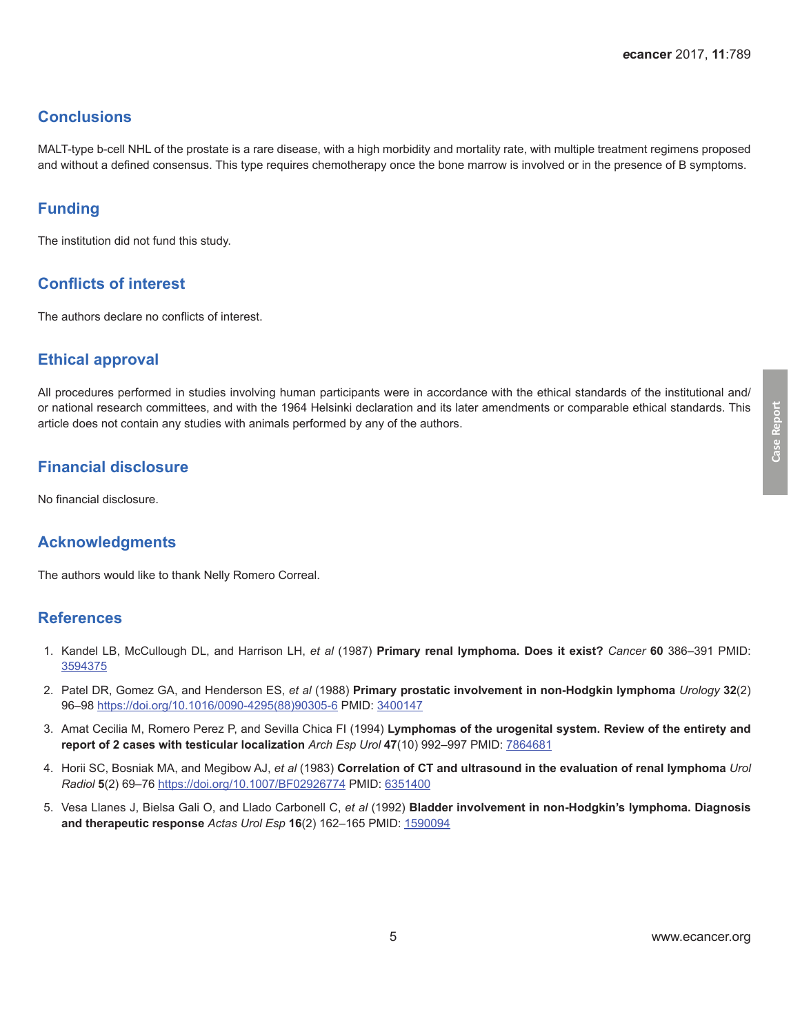## Conclusions

MALT-type b-cell NHL of the prostate is a rare disease, with a high morbidity and mortality rate, with multiple treatment regimens proposed and without a defined consensus. This type requires chemotherapy once the bone marrow is involved or in the presence of B symptoms.

## Funding

The institution did not fund this study.

## Conflicts of interest

The authors declare no conflicts of interest.

## Ethical approval

All procedures performed in studies involving human participants were in accordance with the ethical standards of the institutional and/or national research committees, and with the 1964 Helsinki declaration and its later amendments or comparable ethical standards. This article does not contain any studies with animals performed by any of the authors.

## Financial disclosure

No financial disclosure.

## Acknowledgments

The authors would like to thank Nelly Romero Correal.

## References

1. Kandel LB, McCullough DL, and Harrison LH, *et al* (1987) **Primary renal lymphoma. Does it exist?** *Cancer* **60** 386–391 PMID: 3594375
2. Patel DR, Gomez GA, and Henderson ES, *et al* (1988) **Primary prostatic involvement in non-Hodgkin lymphoma** *Urology* **32**(2) 96–98 https://doi.org/10.1016/0090-4295(88)90305-6 PMID: 3400147
3. Amat Cecilia M, Romero Perez P, and Sevilla Chica FI (1994) **Lymphomas of the urogenital system. Review of the entirety and report of 2 cases with testicular localization** *Arch Esp Urol* **47**(10) 992–997 PMID: 7864681
4. Horii SC, Bosniak MA, and Megibow AJ, *et al* (1983) **Correlation of CT and ultrasound in the evaluation of renal lymphoma** *Urol Radiol* **5**(2) 69–76 https://doi.org/10.1007/BF02926774 PMID: 6351400
5. Vesa Llanes J, Bielsa Gali O, and Llado Carbonell C, *et al* (1992) **Bladder involvement in non-Hodgkin's lymphoma. Diagnosis and therapeutic response** *Actas Urol Esp* **16**(2) 162–165 PMID: 1590094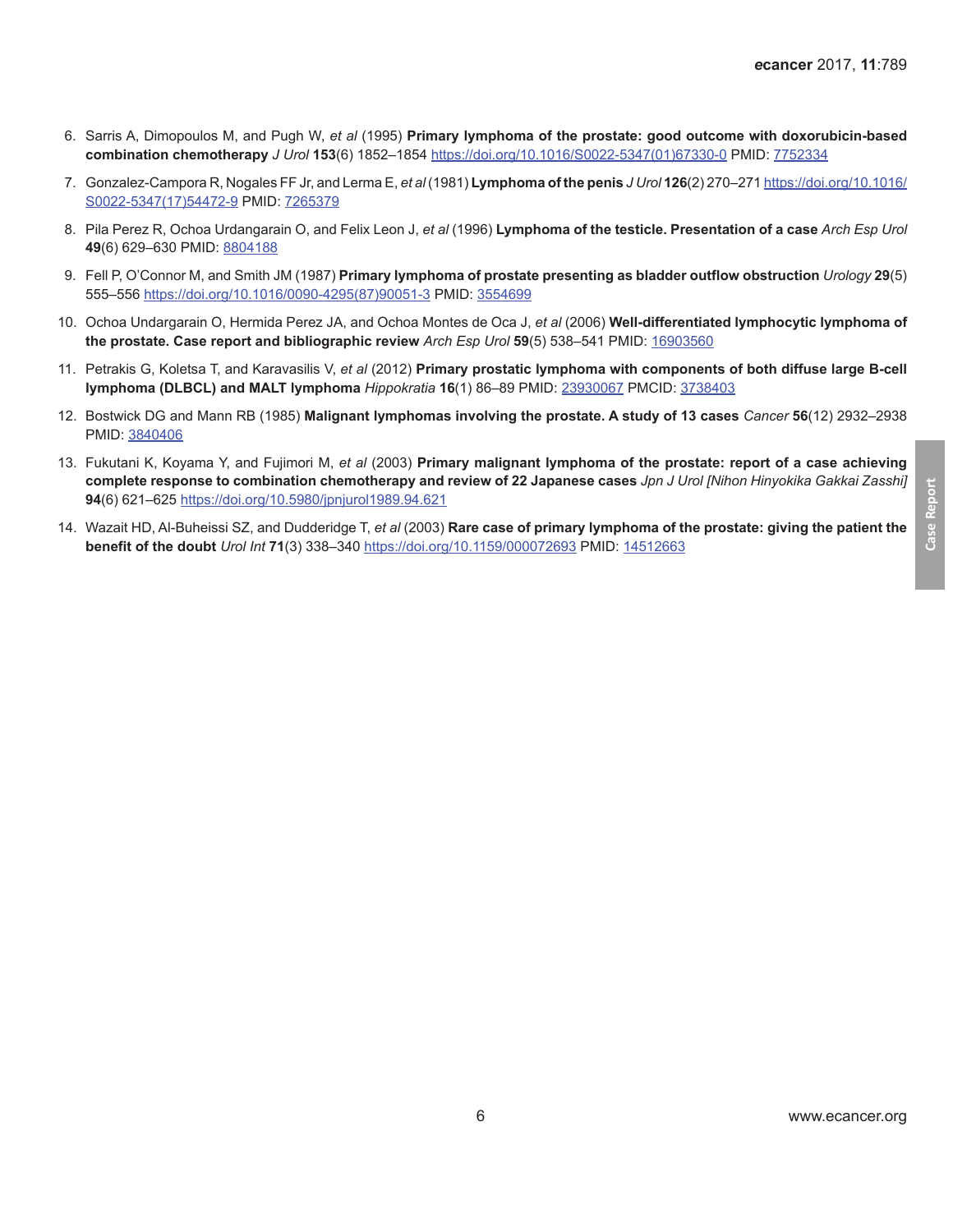6. Sarris A, Dimopoulos M, and Pugh W, *et al* (1995) **Primary lymphoma of the prostate: good outcome with doxorubicin-based combination chemotherapy** *J Urol* **153**(6) 1852–1854 https://doi.org/10.1016/S0022-5347(01)67330-0 PMID: 7752334

7. Gonzalez-Campora R, Nogales FF Jr, and Lerma E, *et al* (1981) **Lymphoma of the penis** *J Urol* **126**(2) 270–271 https://doi.org/10.1016/S0022-5347(17)54472-9 PMID: 7265379

8. Pila Perez R, Ochoa Urdangarain O, and Felix Leon J, *et al* (1996) **Lymphoma of the testicle. Presentation of a case** *Arch Esp Urol* **49**(6) 629–630 PMID: 8804188

9. Fell P, O'Connor M, and Smith JM (1987) **Primary lymphoma of prostate presenting as bladder outflow obstruction** *Urology* **29**(5) 555–556 https://doi.org/10.1016/0090-4295(87)90051-3 PMID: 3554699

10. Ochoa Undargarain O, Hermida Perez JA, and Ochoa Montes de Oca J, *et al* (2006) **Well-differentiated lymphocytic lymphoma of the prostate. Case report and bibliographic review** *Arch Esp Urol* **59**(5) 538–541 PMID: 16903560

11. Petrakis G, Koletsa T, and Karavasilis V, *et al* (2012) **Primary prostatic lymphoma with components of both diffuse large B-cell lymphoma (DLBCL) and MALT lymphoma** *Hippokratia* **16**(1) 86–89 PMID: 23930067 PMCID: 3738403

12. Bostwick DG and Mann RB (1985) **Malignant lymphomas involving the prostate. A study of 13 cases** *Cancer* **56**(12) 2932–2938 PMID: 3840406

13. Fukutani K, Koyama Y, and Fujimori M, *et al* (2003) **Primary malignant lymphoma of the prostate: report of a case achieving complete response to combination chemotherapy and review of 22 Japanese cases** *Jpn J Urol [Nihon Hinyokika Gakkai Zasshi]* **94**(6) 621–625 https://doi.org/10.5980/jpnjurol1989.94.621

14. Wazait HD, Al-Buheissi SZ, and Dudderidge T, *et al* (2003) **Rare case of primary lymphoma of the prostate: giving the patient the benefit of the doubt** *Urol Int* **71**(3) 338–340 https://doi.org/10.1159/000072693 PMID: 14512663